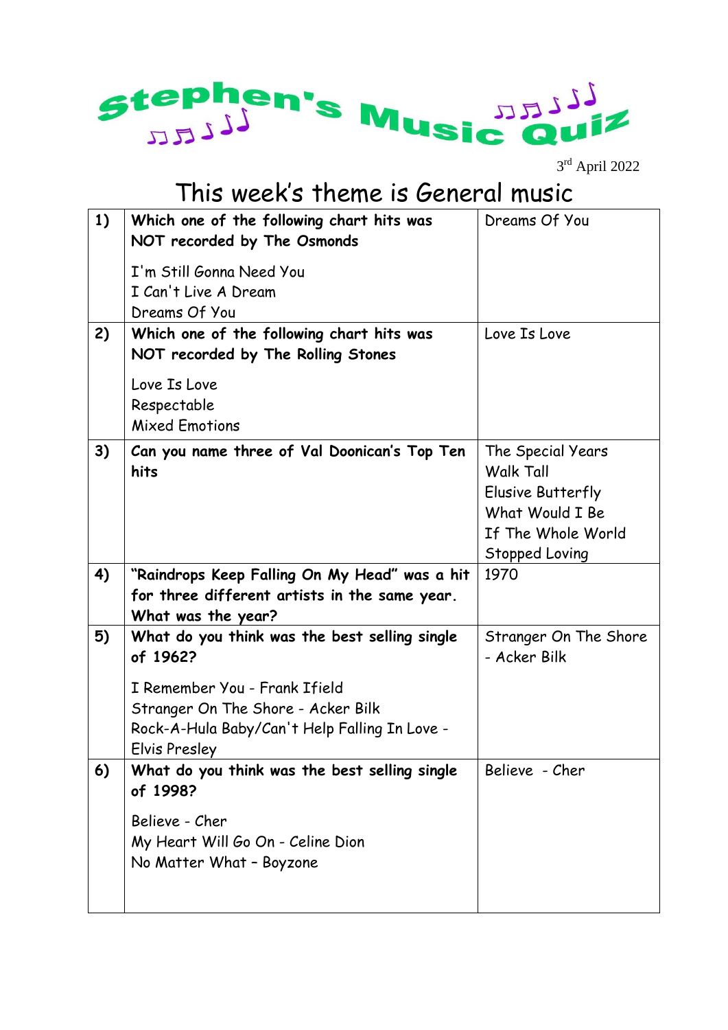# Stephen's Music Quiz

3rd April 2022

## This week's theme is General music

| | | |
|---|---|---|
| **1)** | **Which one of the following chart hits was NOT recorded by The Osmonds**<br><br>I'm Still Gonna Need You<br>I Can't Live A Dream<br>Dreams Of You | Dreams Of You |
| **2)** | **Which one of the following chart hits was NOT recorded by The Rolling Stones**<br><br>Love Is Love<br>Respectable<br>Mixed Emotions | Love Is Love |
| **3)** | **Can you name three of Val Doonican's Top Ten hits** | The Special Years<br>Walk Tall<br>Elusive Butterfly<br>What Would I Be<br>If The Whole World Stopped Loving |
| **4)** | **"Raindrops Keep Falling On My Head" was a hit for three different artists in the same year. What was the year?** | 1970 |
| **5)** | **What do you think was the best selling single of 1962?**<br><br>I Remember You - Frank Ifield<br>Stranger On The Shore - Acker Bilk<br>Rock-A-Hula Baby/Can't Help Falling In Love - Elvis Presley | Stranger On The Shore - Acker Bilk |
| **6)** | **What do you think was the best selling single of 1998?**<br><br>Believe - Cher<br>My Heart Will Go On - Celine Dion<br>No Matter What – Boyzone | Believe - Cher |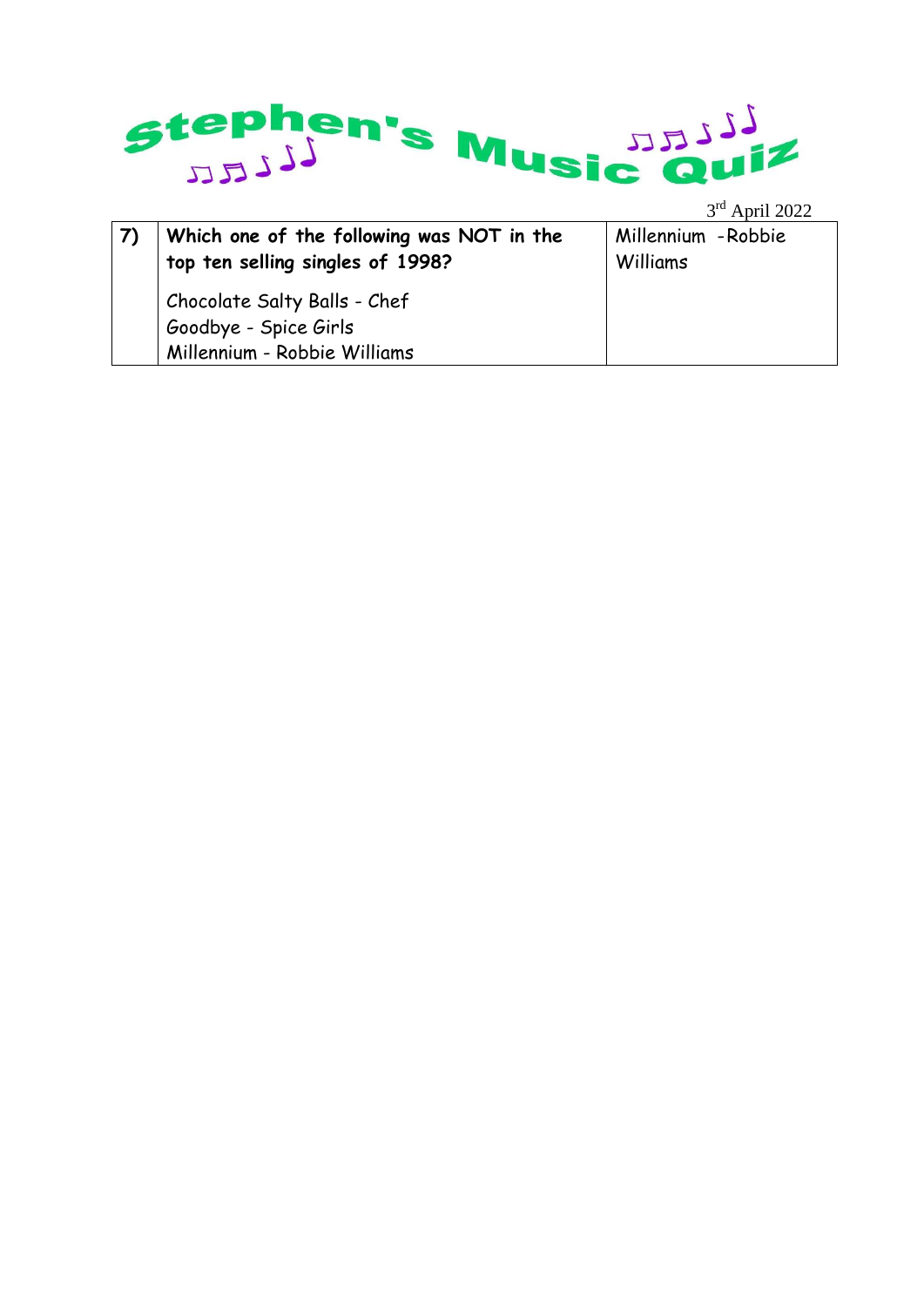# Stephen's Music Quiz

3rd April 2022

| | | |
|---|---|---|
| 7) | **Which one of the following was NOT in the top ten selling singles of 1998?**<br><br>Chocolate Salty Balls - Chef<br>Goodbye - Spice Girls<br>Millennium - Robbie Williams | Millennium -Robbie Williams |